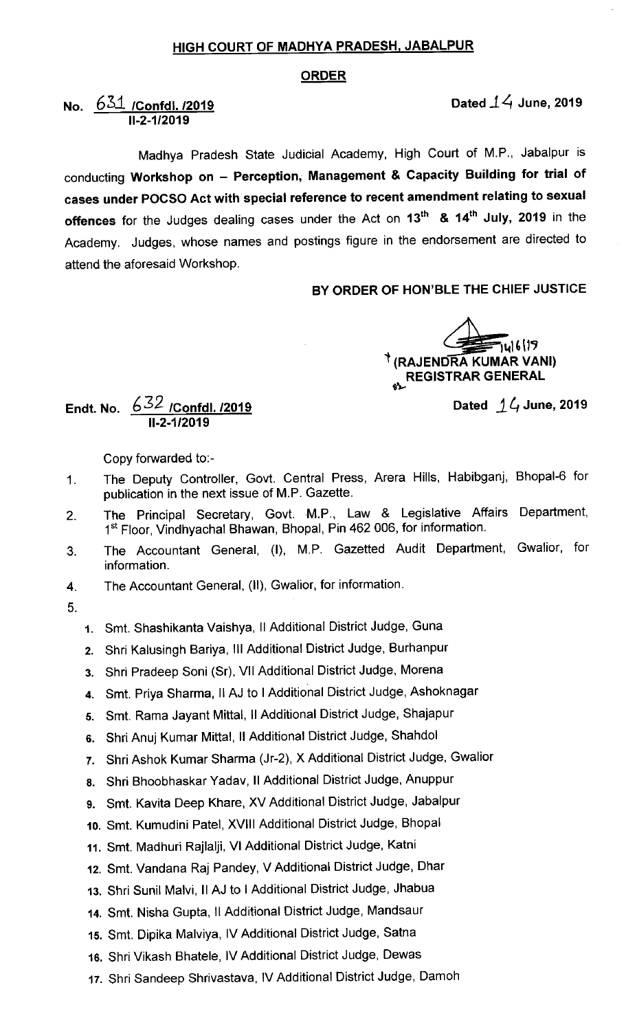## HIGH COURT OF MADHYA PRADESH, JABALPUR

## ORDER

**No. 631 /Confdl. /2019**
**II-2-1/2019**

**Dated 14 June, 2019**

Madhya Pradesh State Judicial Academy, High Court of M.P., Jabalpur is conducting **Workshop on – Perception, Management & Capacity Building for trial of cases under POCSO Act with special reference to recent amendment relating to sexual offences** for the Judges dealing cases under the Act on **13th & 14th July, 2019** in the Academy. Judges, whose names and postings figure in the endorsement are directed to attend the aforesaid Workshop.

**BY ORDER OF HON'BLE THE CHIEF JUSTICE**

14/6/19
**(RAJENDRA KUMAR VANI)**
**REGISTRAR GENERAL**

**Endt. No. 632 /Confdl. /2019**
**II-2-1/2019**

**Dated 14 June, 2019**

Copy forwarded to:-

1. The Deputy Controller, Govt. Central Press, Arera Hills, Habibganj, Bhopal-6 for publication in the next issue of M.P. Gazette.
2. The Principal Secretary, Govt. M.P., Law & Legislative Affairs Department, 1st Floor, Vindhyachal Bhawan, Bhopal, Pin 462 006, for information.
3. The Accountant General, (I), M.P. Gazetted Audit Department, Gwalior, for information.
4. The Accountant General, (II), Gwalior, for information.
5.
   1. Smt. Shashikanta Vaishya, II Additional District Judge, Guna
   2. Shri Kalusingh Bariya, III Additional District Judge, Burhanpur
   3. Shri Pradeep Soni (Sr), VII Additional District Judge, Morena
   4. Smt. Priya Sharma, II AJ to I Additional District Judge, Ashoknagar
   5. Smt. Rama Jayant Mittal, II Additional District Judge, Shajapur
   6. Shri Anuj Kumar Mittal, II Additional District Judge, Shahdol
   7. Shri Ashok Kumar Sharma (Jr-2), X Additional District Judge, Gwalior
   8. Shri Bhoobhaskar Yadav, II Additional District Judge, Anuppur
   9. Smt. Kavita Deep Khare, XV Additional District Judge, Jabalpur
   10. Smt. Kumudini Patel, XVIII Additional District Judge, Bhopal
   11. Smt. Madhuri Rajlalji, VI Additional District Judge, Katni
   12. Smt. Vandana Raj Pandey, V Additional District Judge, Dhar
   13. Shri Sunil Malvi, II AJ to I Additional District Judge, Jhabua
   14. Smt. Nisha Gupta, II Additional District Judge, Mandsaur
   15. Smt. Dipika Malviya, IV Additional District Judge, Satna
   16. Shri Vikash Bhatele, IV Additional District Judge, Dewas
   17. Shri Sandeep Shrivastava, IV Additional District Judge, Damoh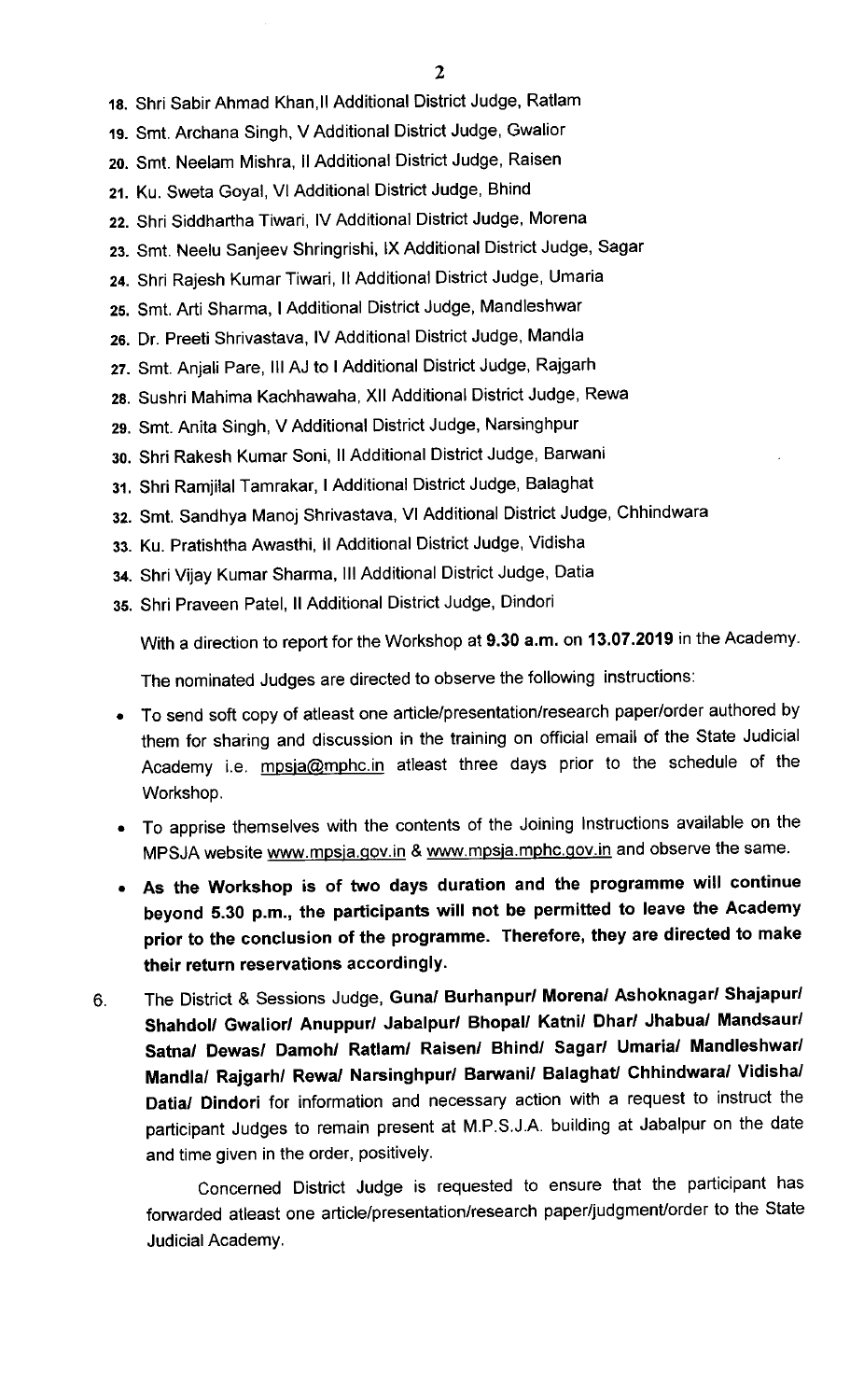18. Shri Sabir Ahmad Khan,II Additional District Judge, Ratlam
19. Smt. Archana Singh, V Additional District Judge, Gwalior
20. Smt. Neelam Mishra, II Additional District Judge, Raisen
21. Ku. Sweta Goyal, VI Additional District Judge, Bhind
22. Shri Siddhartha Tiwari, IV Additional District Judge, Morena
23. Smt. Neelu Sanjeev Shringrishi, IX Additional District Judge, Sagar
24. Shri Rajesh Kumar Tiwari, II Additional District Judge, Umaria
25. Smt. Arti Sharma, I Additional District Judge, Mandleshwar
26. Dr. Preeti Shrivastava, IV Additional District Judge, Mandla
27. Smt. Anjali Pare, III AJ to I Additional District Judge, Rajgarh
28. Sushri Mahima Kachhawaha, XII Additional District Judge, Rewa
29. Smt. Anita Singh, V Additional District Judge, Narsinghpur
30. Shri Rakesh Kumar Soni, II Additional District Judge, Barwani
31. Shri Ramjilal Tamrakar, I Additional District Judge, Balaghat
32. Smt. Sandhya Manoj Shrivastava, VI Additional District Judge, Chhindwara
33. Ku. Pratishtha Awasthi, II Additional District Judge, Vidisha
34. Shri Vijay Kumar Sharma, III Additional District Judge, Datia
35. Shri Praveen Patel, II Additional District Judge, Dindori

With a direction to report for the Workshop at **9.30 a.m.** on **13.07.2019** in the Academy.

The nominated Judges are directed to observe the following instructions:

- To send soft copy of atleast one article/presentation/research paper/order authored by them for sharing and discussion in the training on official email of the State Judicial Academy i.e. mpsja@mphc.in atleast three days prior to the schedule of the Workshop.
- To apprise themselves with the contents of the Joining Instructions available on the MPSJA website www.mpsja.gov.in & www.mpsja.mphc.gov.in and observe the same.
- **As the Workshop is of two days duration and the programme will continue beyond 5.30 p.m., the participants will not be permitted to leave the Academy prior to the conclusion of the programme. Therefore, they are directed to make their return reservations accordingly.**

6. The District & Sessions Judge, **Guna/ Burhanpur/ Morena/ Ashoknagar/ Shajapur/ Shahdol/ Gwalior/ Anuppur/ Jabalpur/ Bhopal/ Katni/ Dhar/ Jhabua/ Mandsaur/ Satna/ Dewas/ Damoh/ Ratlam/ Raisen/ Bhind/ Sagar/ Umaria/ Mandleshwar/ Mandla/ Rajgarh/ Rewa/ Narsinghpur/ Barwani/ Balaghat/ Chhindwara/ Vidisha/ Datia/ Dindori** for information and necessary action with a request to instruct the participant Judges to remain present at M.P.S.J.A. building at Jabalpur on the date and time given in the order, positively.

   Concerned District Judge is requested to ensure that the participant has forwarded atleast one article/presentation/research paper/judgment/order to the State Judicial Academy.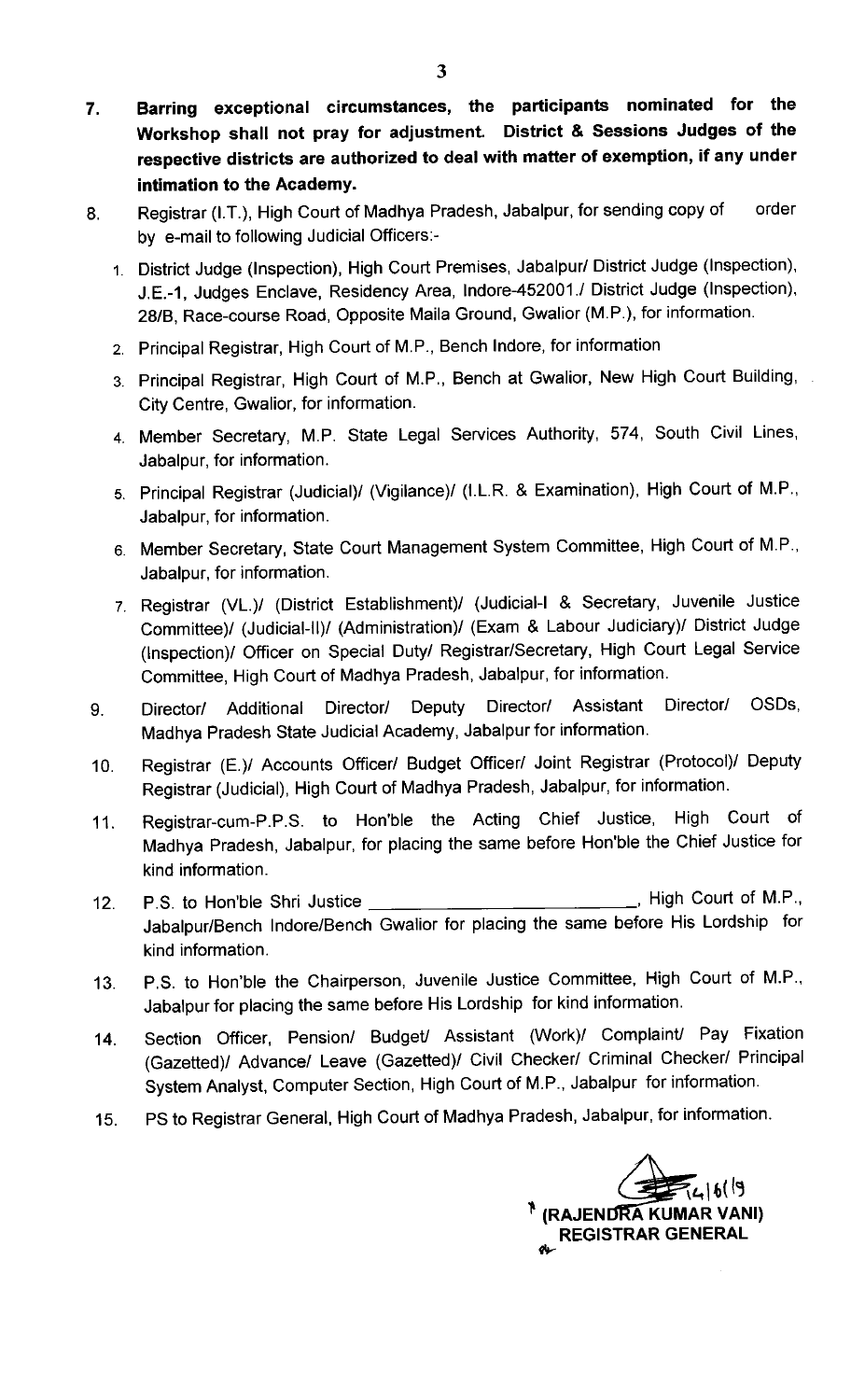7. **Barring exceptional circumstances, the participants nominated for the Workshop shall not pray for adjustment. District & Sessions Judges of the respective districts are authorized to deal with matter of exemption, if any under intimation to the Academy.**

8. Registrar (I.T.), High Court of Madhya Pradesh, Jabalpur, for sending copy of order by e-mail to following Judicial Officers:-

   1. District Judge (Inspection), High Court Premises, Jabalpur/ District Judge (Inspection), J.E.-1, Judges Enclave, Residency Area, Indore-452001./ District Judge (Inspection), 28/B, Race-course Road, Opposite Maila Ground, Gwalior (M.P.), for information.
   2. Principal Registrar, High Court of M.P., Bench Indore, for information
   3. Principal Registrar, High Court of M.P., Bench at Gwalior, New High Court Building, City Centre, Gwalior, for information.
   4. Member Secretary, M.P. State Legal Services Authority, 574, South Civil Lines, Jabalpur, for information.
   5. Principal Registrar (Judicial)/ (Vigilance)/ (I.L.R. & Examination), High Court of M.P., Jabalpur, for information.
   6. Member Secretary, State Court Management System Committee, High Court of M.P., Jabalpur, for information.
   7. Registrar (VL.)/ (District Establishment)/ (Judicial-I & Secretary, Juvenile Justice Committee)/ (Judicial-II)/ (Administration)/ (Exam & Labour Judiciary)/ District Judge (Inspection)/ Officer on Special Duty/ Registrar/Secretary, High Court Legal Service Committee, High Court of Madhya Pradesh, Jabalpur, for information.

9. Director/ Additional Director/ Deputy Director/ Assistant Director/ OSDs, Madhya Pradesh State Judicial Academy, Jabalpur for information.

10. Registrar (E.)/ Accounts Officer/ Budget Officer/ Joint Registrar (Protocol)/ Deputy Registrar (Judicial), High Court of Madhya Pradesh, Jabalpur, for information.

11. Registrar-cum-P.P.S. to Hon'ble the Acting Chief Justice, High Court of Madhya Pradesh, Jabalpur, for placing the same before Hon'ble the Chief Justice for kind information.

12. P.S. to Hon'ble Shri Justice \_\_\_\_\_\_\_\_\_\_\_\_\_\_\_\_\_\_\_\_\_\_\_\_\_\_, High Court of M.P., Jabalpur/Bench Indore/Bench Gwalior for placing the same before His Lordship for kind information.

13. P.S. to Hon'ble the Chairperson, Juvenile Justice Committee, High Court of M.P., Jabalpur for placing the same before His Lordship for kind information.

14. Section Officer, Pension/ Budget/ Assistant (Work)/ Complaint/ Pay Fixation (Gazetted)/ Advance/ Leave (Gazetted)/ Civil Checker/ Criminal Checker/ Principal System Analyst, Computer Section, High Court of M.P., Jabalpur for information.

15. PS to Registrar General, High Court of Madhya Pradesh, Jabalpur, for information.

14/6/19

**(RAJENDRA KUMAR VANI)**
**REGISTRAR GENERAL**